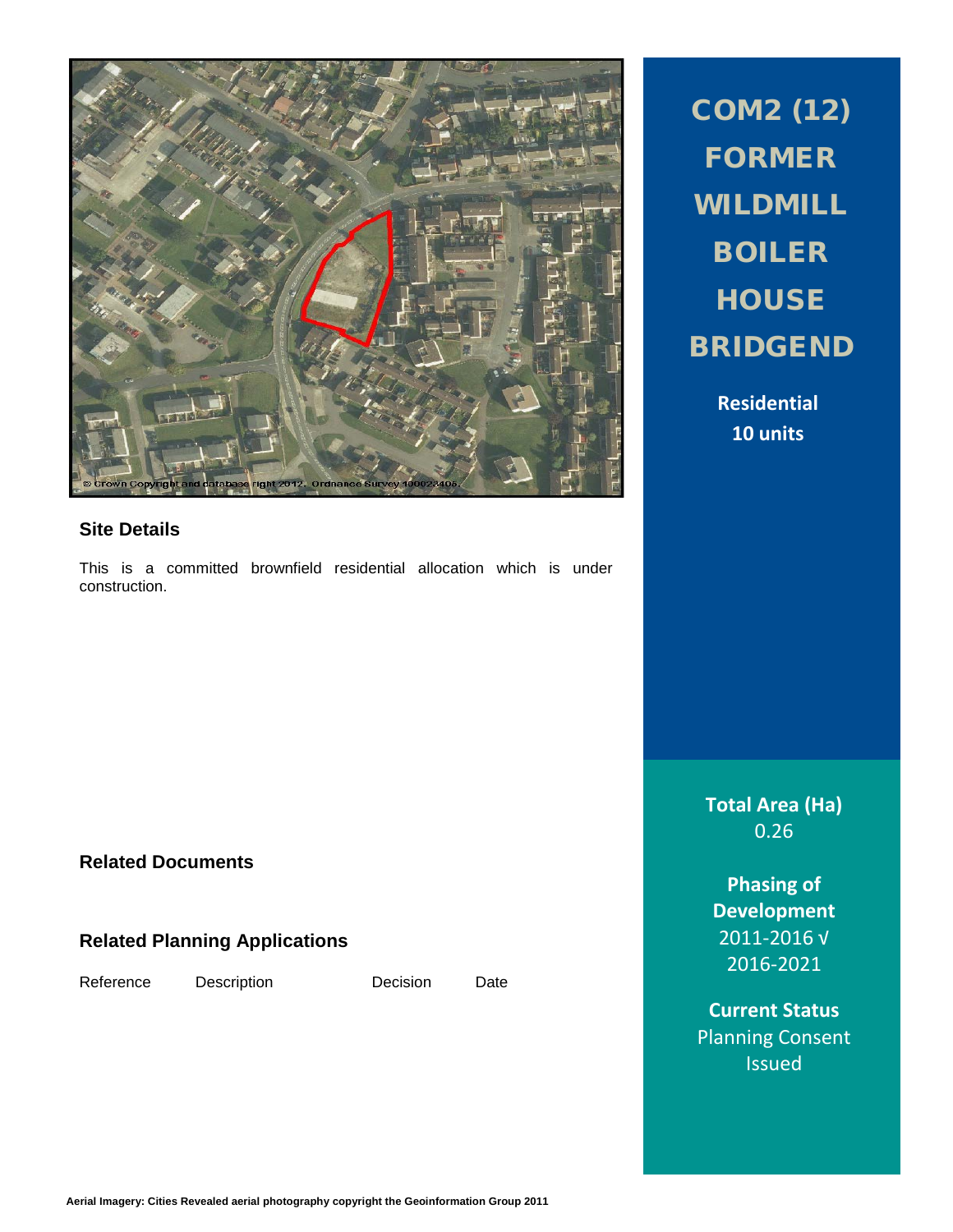# COM2 (12) FORMER WILDMILL BOILER HOUSE BRIDGEND

**Residential**
**10 units**

## Site Details

This is a committed brownfield residential allocation which is under construction.

## Related Documents

## Related Planning Applications

| Reference | Description | Decision | Date |
|---|---|---|---|

**Total Area (Ha)**
0.26

**Phasing of Development**
2011-2016 √
2016-2021

**Current Status**
Planning Consent Issued

Aerial Imagery: Cities Revealed aerial photography copyright the Geoinformation Group 2011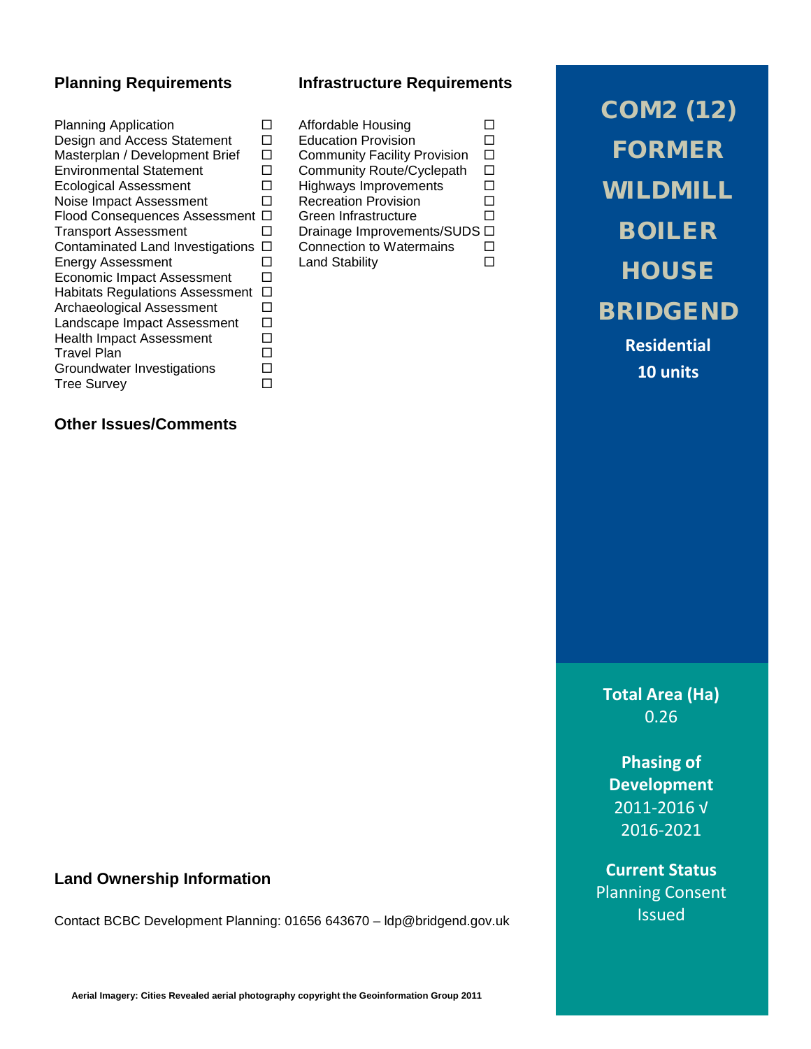## Planning Requirements

- Planning Application ☐
- Design and Access Statement ☐
- Masterplan / Development Brief ☐
- Environmental Statement ☐
- Ecological Assessment ☐
- Noise Impact Assessment ☐
- Flood Consequences Assessment ☐
- Transport Assessment ☐
- Contaminated Land Investigations ☐
- Energy Assessment ☐
- Economic Impact Assessment ☐
- Habitats Regulations Assessment ☐
- Archaeological Assessment ☐
- Landscape Impact Assessment ☐
- Health Impact Assessment ☐
- Travel Plan ☐
- Groundwater Investigations ☐
- Tree Survey ☐

## Infrastructure Requirements

- Affordable Housing ☐
- Education Provision ☐
- Community Facility Provision ☐
- Community Route/Cyclepath ☐
- Highways Improvements ☐
- Recreation Provision ☐
- Green Infrastructure ☐
- Drainage Improvements/SUDS ☐
- Connection to Watermains ☐
- Land Stability ☐

## Other Issues/Comments

## Land Ownership Information

Contact BCBC Development Planning: 01656 643670 – ldp@bridgend.gov.uk

**Aerial Imagery: Cities Revealed aerial photography copyright the Geoinformation Group 2011**

# COM2 (12) FORMER WILDMILL BOILER HOUSE BRIDGEND

**Residential**
**10 units**

**Total Area (Ha)**
0.26

**Phasing of Development**
2011-2016 √
2016-2021

**Current Status**
Planning Consent Issued